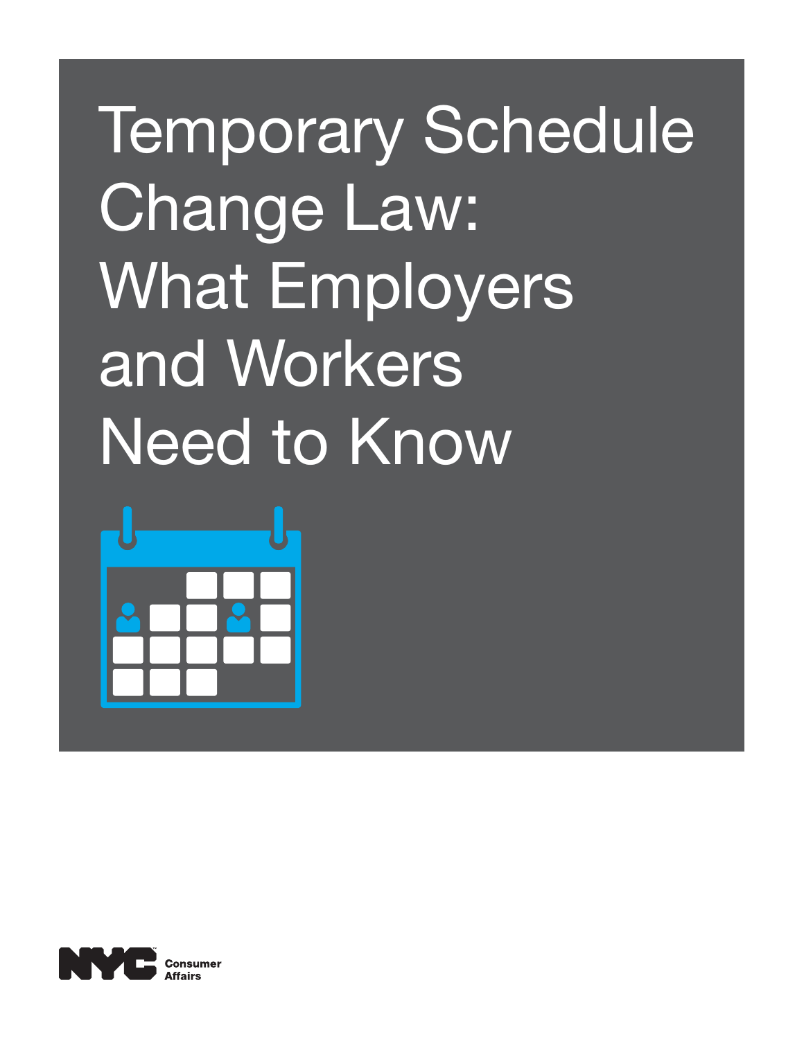# Temporary Schedule Change Law: What Employers and Workers Need to Know

NYC Consumer Affairs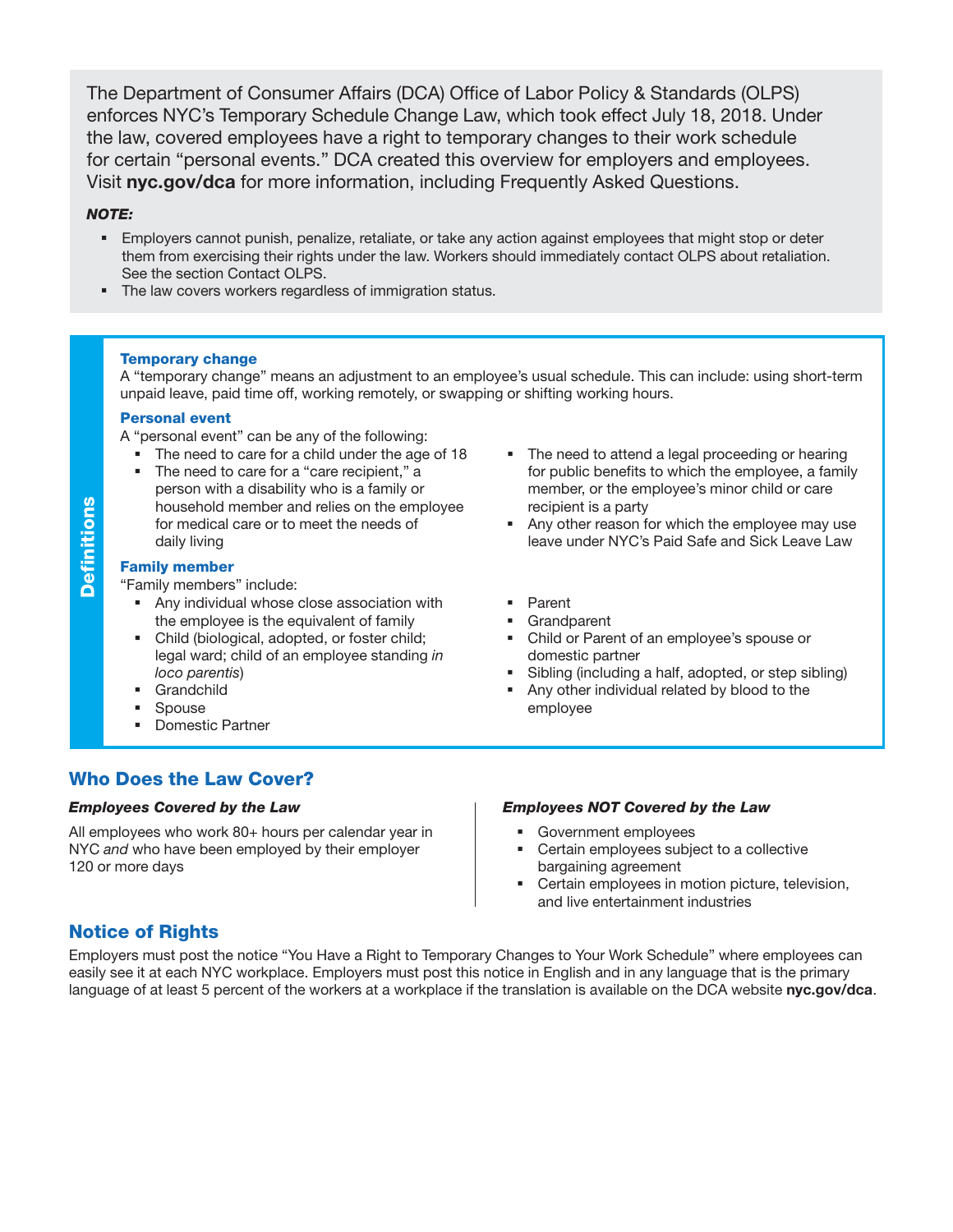The Department of Consumer Affairs (DCA) Office of Labor Policy & Standards (OLPS) enforces NYC's Temporary Schedule Change Law, which took effect July 18, 2018. Under the law, covered employees have a right to temporary changes to their work schedule for certain "personal events." DCA created this overview for employers and employees. Visit **nyc.gov/dca** for more information, including Frequently Asked Questions.

***NOTE:***

- Employers cannot punish, penalize, retaliate, or take any action against employees that might stop or deter them from exercising their rights under the law. Workers should immediately contact OLPS about retaliation. See the section Contact OLPS.
- The law covers workers regardless of immigration status.

## Definitions

### Temporary change

A "temporary change" means an adjustment to an employee's usual schedule. This can include: using short-term unpaid leave, paid time off, working remotely, or swapping or shifting working hours.

### Personal event

A "personal event" can be any of the following:

- The need to care for a child under the age of 18
- The need to care for a "care recipient," a person with a disability who is a family or household member and relies on the employee for medical care or to meet the needs of daily living
- The need to attend a legal proceeding or hearing for public benefits to which the employee, a family member, or the employee's minor child or care recipient is a party
- Any other reason for which the employee may use leave under NYC's Paid Safe and Sick Leave Law

### Family member

"Family members" include:

- Any individual whose close association with the employee is the equivalent of family
- Child (biological, adopted, or foster child; legal ward; child of an employee standing *in loco parentis*)
- Grandchild
- Spouse
- Domestic Partner
- Parent
- Grandparent
- Child or Parent of an employee's spouse or domestic partner
- Sibling (including a half, adopted, or step sibling)
- Any other individual related by blood to the employee

## Who Does the Law Cover?

***Employees Covered by the Law***

All employees who work 80+ hours per calendar year in NYC *and* who have been employed by their employer 120 or more days

***Employees NOT Covered by the Law***

- Government employees
- Certain employees subject to a collective bargaining agreement
- Certain employees in motion picture, television, and live entertainment industries

## Notice of Rights

Employers must post the notice "You Have a Right to Temporary Changes to Your Work Schedule" where employees can easily see it at each NYC workplace. Employers must post this notice in English and in any language that is the primary language of at least 5 percent of the workers at a workplace if the translation is available on the DCA website **nyc.gov/dca**.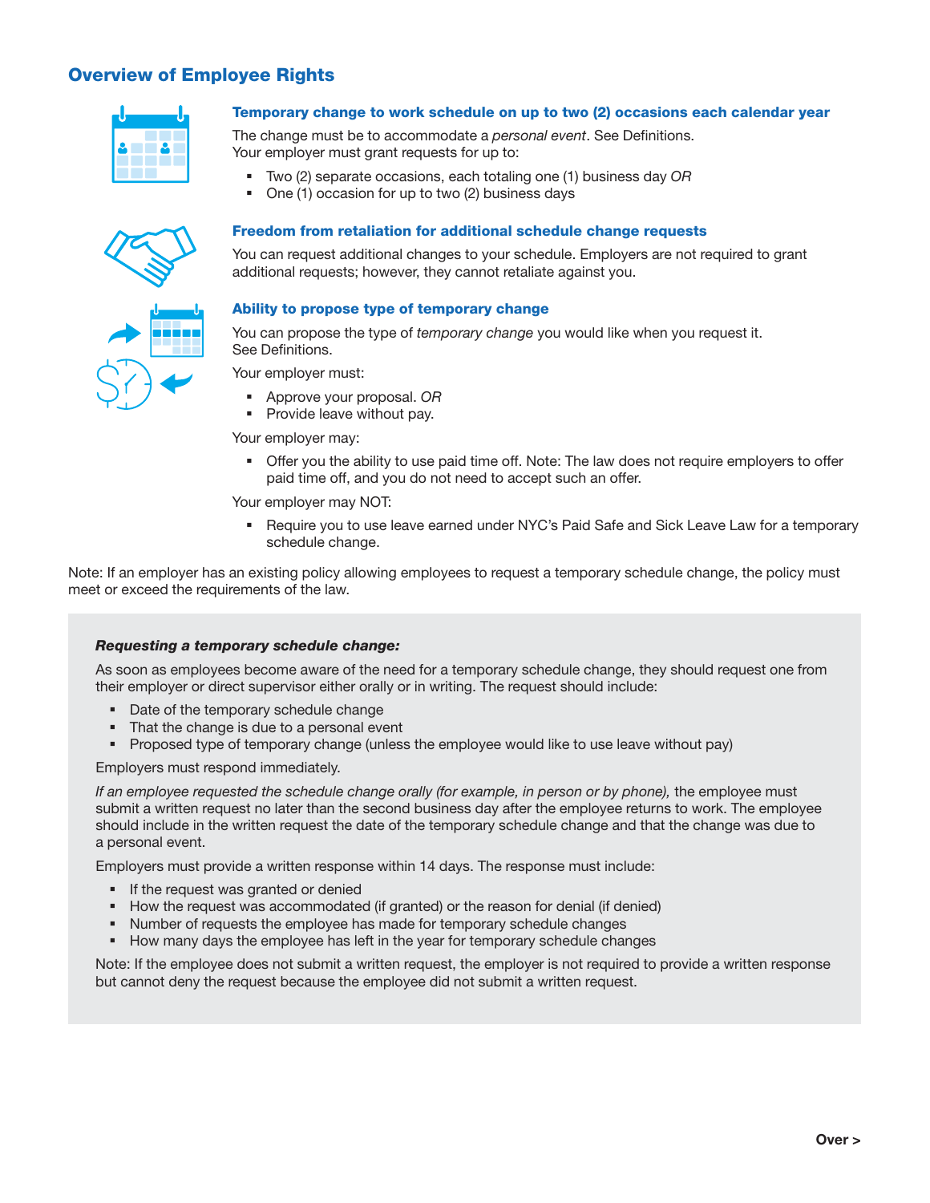## Overview of Employee Rights

### Temporary change to work schedule on up to two (2) occasions each calendar year

The change must be to accommodate a *personal event*. See Definitions.
Your employer must grant requests for up to:

- Two (2) separate occasions, each totaling one (1) business day *OR*
- One (1) occasion for up to two (2) business days

### Freedom from retaliation for additional schedule change requests

You can request additional changes to your schedule. Employers are not required to grant additional requests; however, they cannot retaliate against you.

### Ability to propose type of temporary change

You can propose the type of *temporary change* you would like when you request it.
See Definitions.

Your employer must:

- Approve your proposal. *OR*
- Provide leave without pay.

Your employer may:

- Offer you the ability to use paid time off. Note: The law does not require employers to offer paid time off, and you do not need to accept such an offer.

Your employer may NOT:

- Require you to use leave earned under NYC's Paid Safe and Sick Leave Law for a temporary schedule change.

Note: If an employer has an existing policy allowing employees to request a temporary schedule change, the policy must meet or exceed the requirements of the law.

***Requesting a temporary schedule change:***

As soon as employees become aware of the need for a temporary schedule change, they should request one from their employer or direct supervisor either orally or in writing. The request should include:

- Date of the temporary schedule change
- That the change is due to a personal event
- Proposed type of temporary change (unless the employee would like to use leave without pay)

Employers must respond immediately.

*If an employee requested the schedule change orally (for example, in person or by phone),* the employee must submit a written request no later than the second business day after the employee returns to work. The employee should include in the written request the date of the temporary schedule change and that the change was due to a personal event.

Employers must provide a written response within 14 days. The response must include:

- If the request was granted or denied
- How the request was accommodated (if granted) or the reason for denial (if denied)
- Number of requests the employee has made for temporary schedule changes
- How many days the employee has left in the year for temporary schedule changes

Note: If the employee does not submit a written request, the employer is not required to provide a written response but cannot deny the request because the employee did not submit a written request.

**Over >**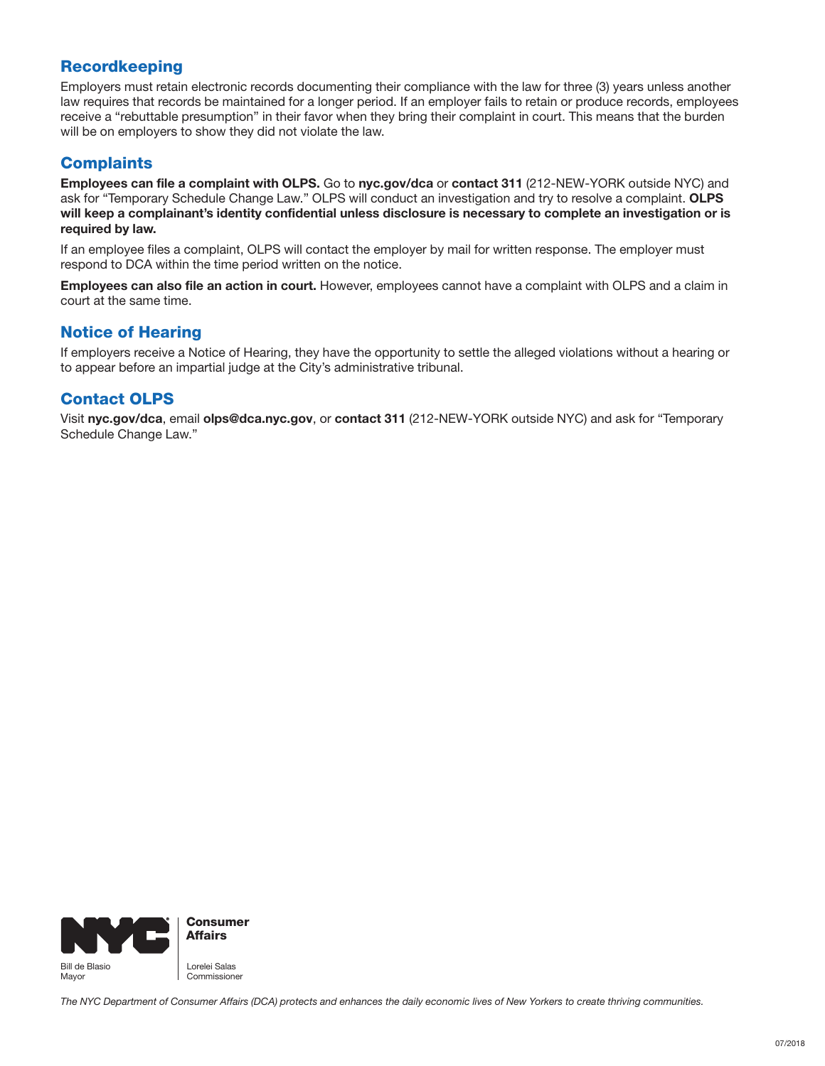## Recordkeeping

Employers must retain electronic records documenting their compliance with the law for three (3) years unless another law requires that records be maintained for a longer period. If an employer fails to retain or produce records, employees receive a "rebuttable presumption" in their favor when they bring their complaint in court. This means that the burden will be on employers to show they did not violate the law.

## Complaints

**Employees can file a complaint with OLPS.** Go to **nyc.gov/dca** or **contact 311** (212-NEW-YORK outside NYC) and ask for "Temporary Schedule Change Law." OLPS will conduct an investigation and try to resolve a complaint. **OLPS will keep a complainant's identity confidential unless disclosure is necessary to complete an investigation or is required by law.**

If an employee files a complaint, OLPS will contact the employer by mail for written response. The employer must respond to DCA within the time period written on the notice.

**Employees can also file an action in court.** However, employees cannot have a complaint with OLPS and a claim in court at the same time.

## Notice of Hearing

If employers receive a Notice of Hearing, they have the opportunity to settle the alleged violations without a hearing or to appear before an impartial judge at the City's administrative tribunal.

## Contact OLPS

Visit **nyc.gov/dca**, email **olps@dca.nyc.gov**, or **contact 311** (212-NEW-YORK outside NYC) and ask for "Temporary Schedule Change Law."

NYC **Consumer Affairs**

Bill de Blasio
Mayor

Lorelei Salas
Commissioner

*The NYC Department of Consumer Affairs (DCA) protects and enhances the daily economic lives of New Yorkers to create thriving communities.*

07/2018